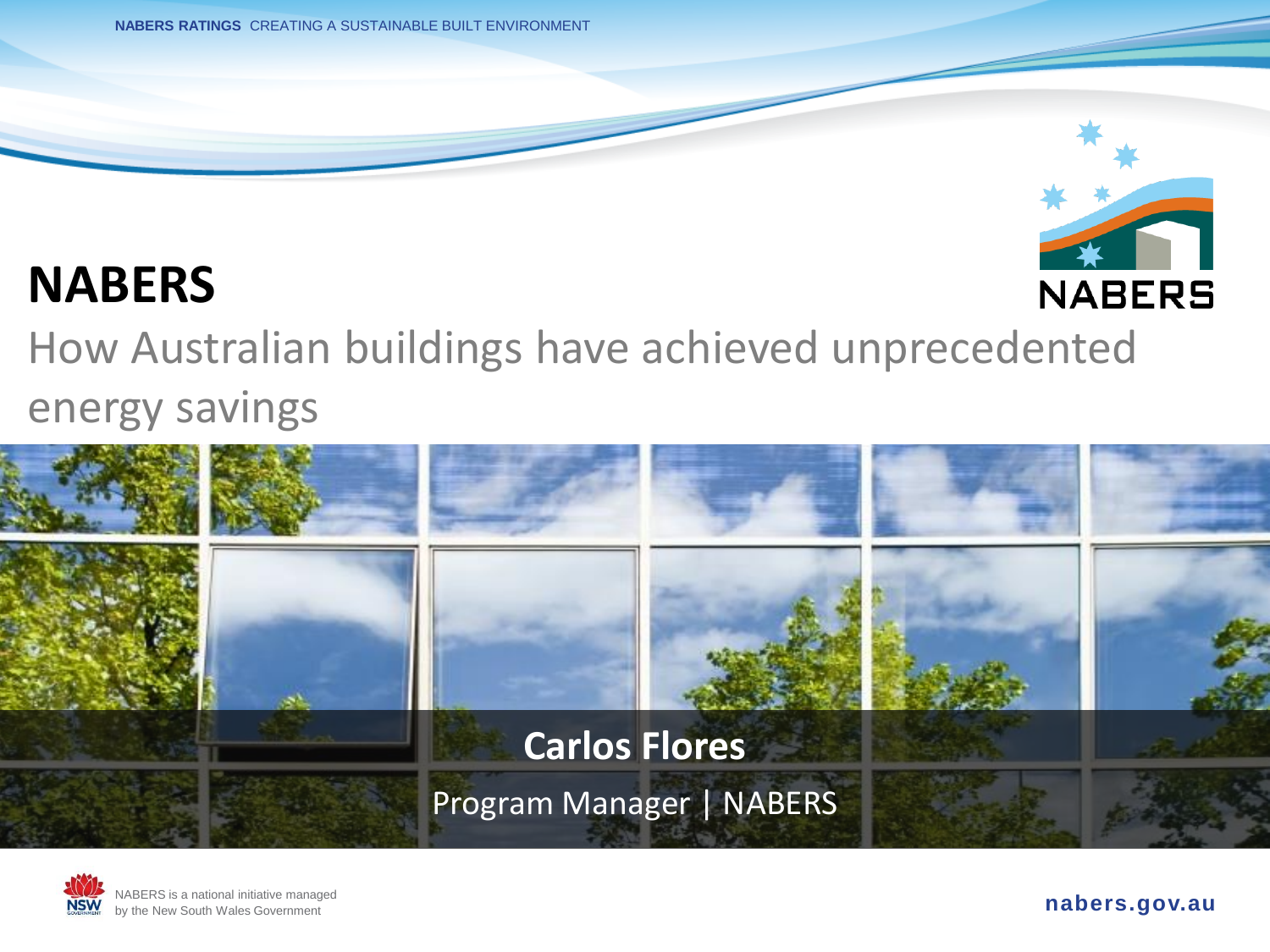NABERS RATINGS CREATING A SUSTAINABLE BUILT ENVIRONMENT

# NABERS

## How Australian buildings have achieved unprecedented energy savings

**Carlos Flores**

Program Manager | NABERS

NABERS is a national initiative managed by the New South Wales Government

nabers.gov.au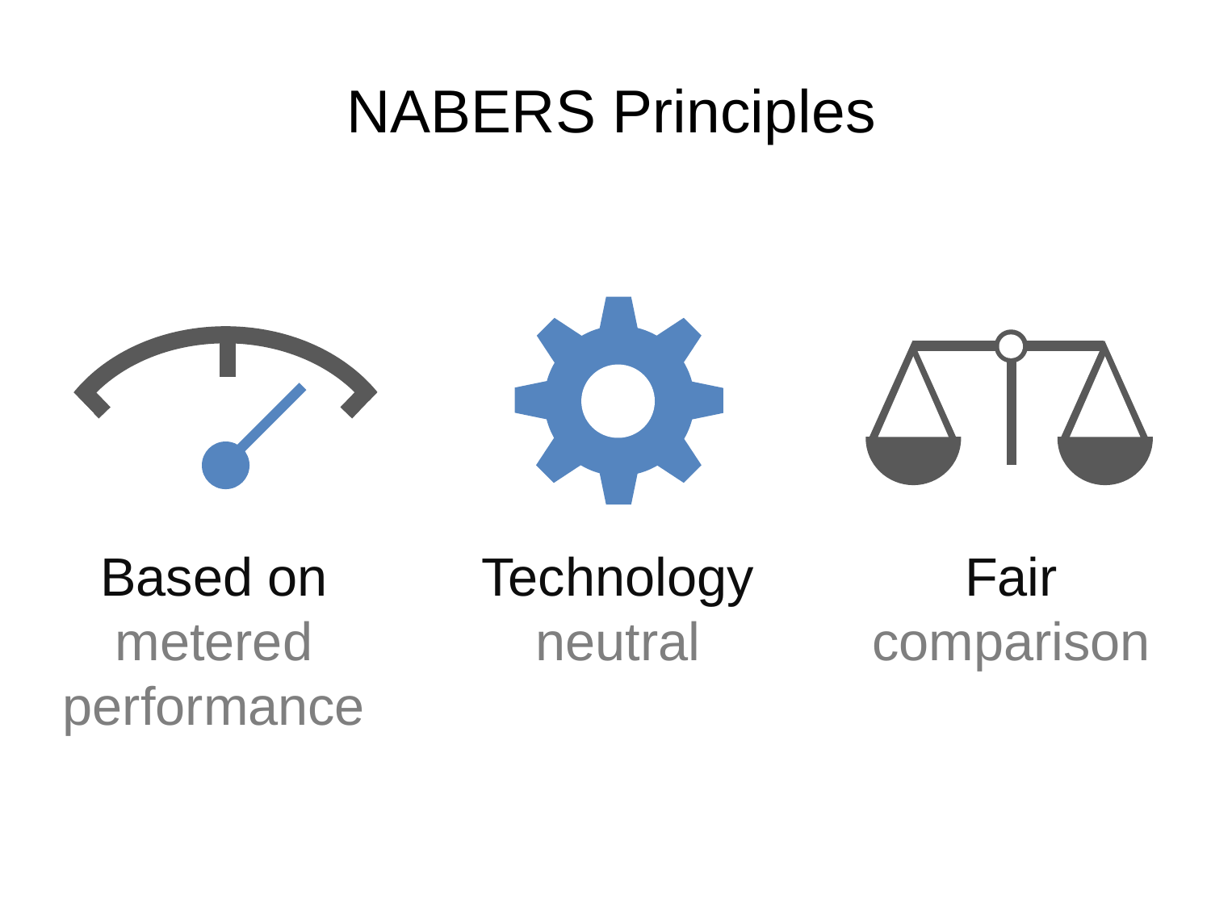# NABERS Principles

**Based on** metered performance

**Technology** neutral

**Fair** comparison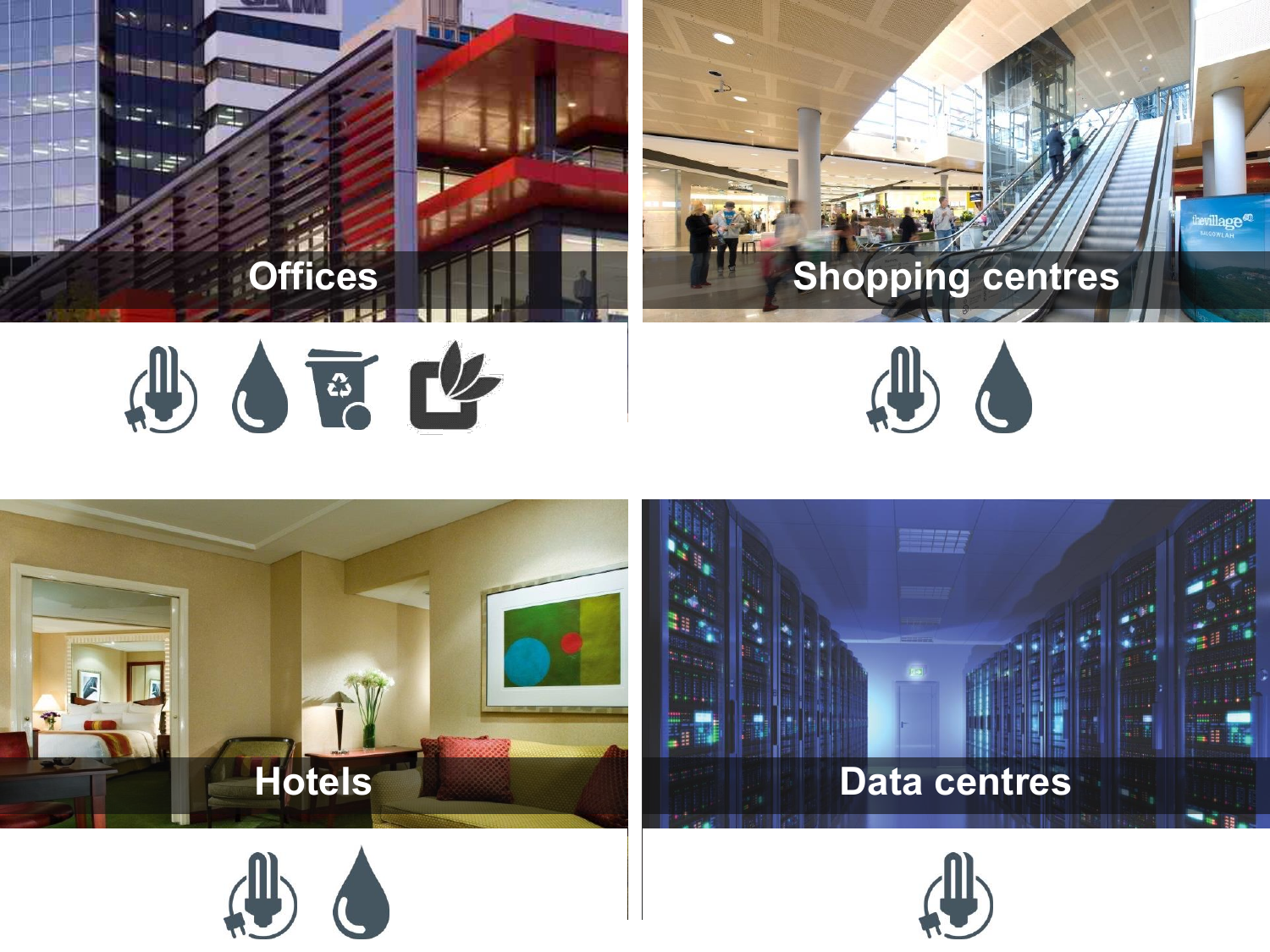Offices

Shopping centres

Hotels

Data centres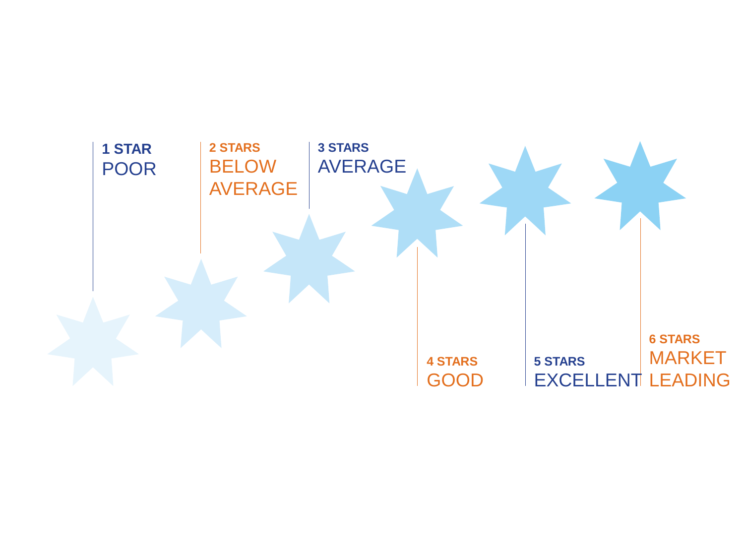**1 STAR**
POOR

**2 STARS**
BELOW AVERAGE

**3 STARS**
AVERAGE

**4 STARS**
GOOD

**5 STARS**
EXCELLENT

**6 STARS**
MARKET LEADING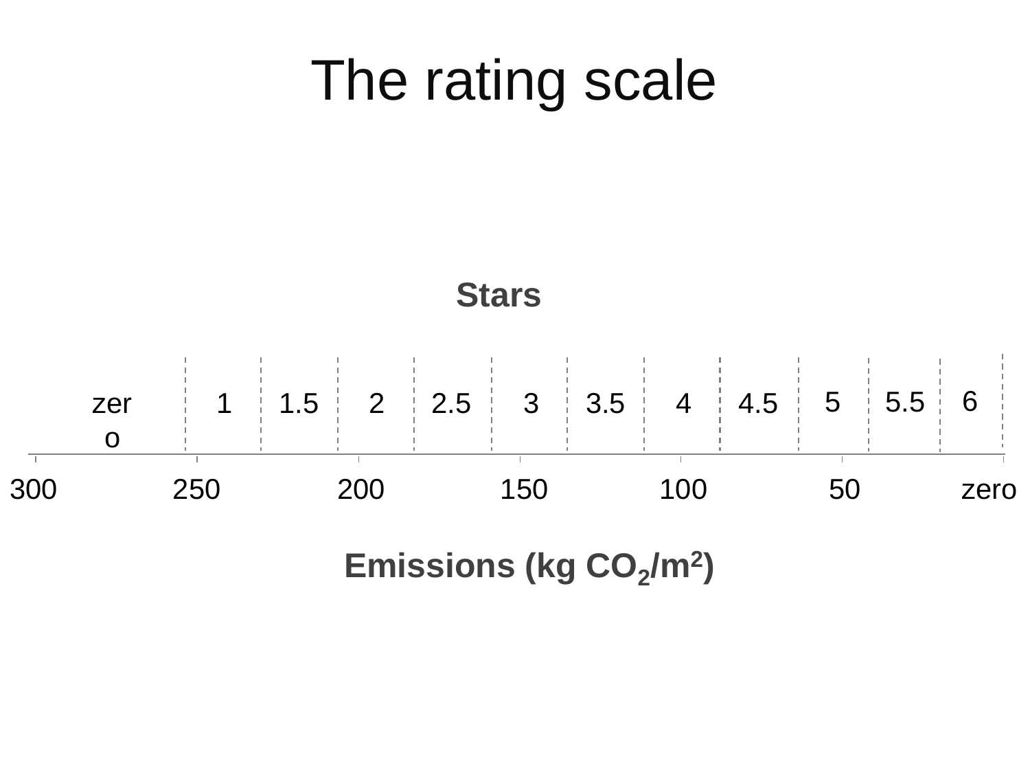# The rating scale

**Stars**

| zero | 1 | 1.5 | 2 | 2.5 | 3 | 3.5 | 4 | 4.5 | 5 | 5.5 | 6 |
|---|---|---|---|---|---|---|---|---|---|---|---|

300 250 200 150 100 50 zero

**Emissions (kg $CO_2$/$m^2$)**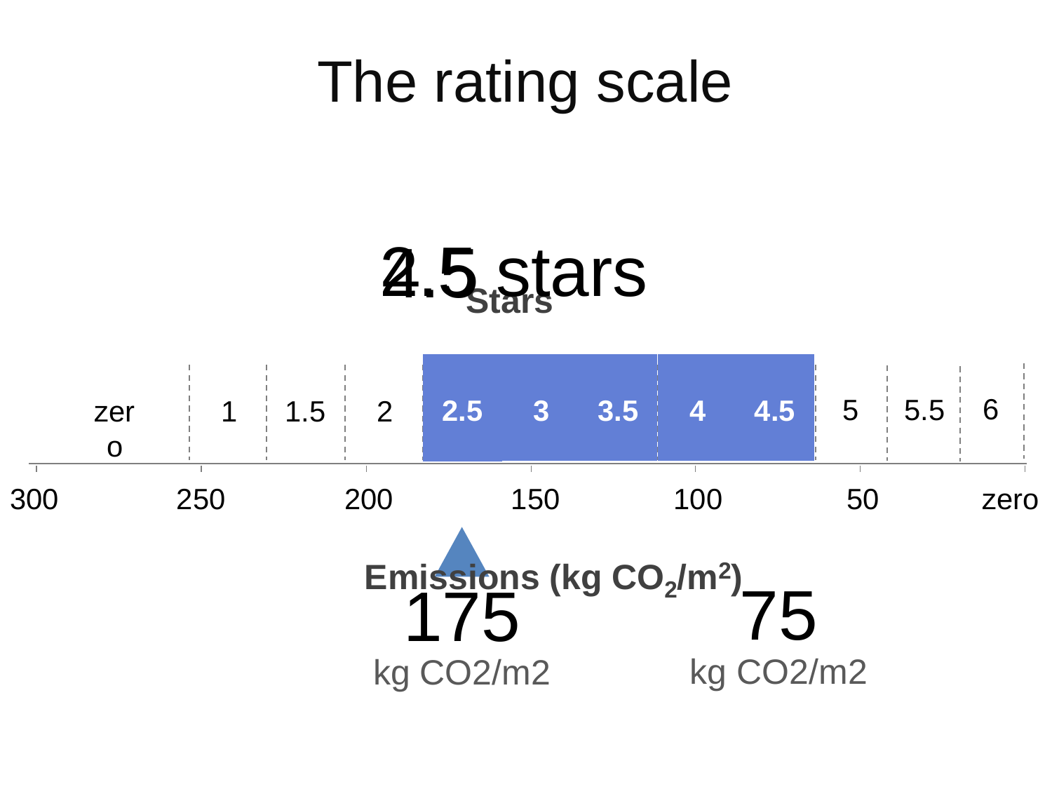# The rating scale

2.5 stars

4.5 stars

**Stars**

| zero | 1 | 1.5 | 2 | **2.5** | **3** | **3.5** | **4** | **4.5** | 5 | 5.5 | 6 |
|---|---|---|---|---|---|---|---|---|---|---|---|

300 250 200 150 100 50 zero

**Emissions (kg $CO_2$/m$^2$)**

175

kg CO2/m2

75

kg CO2/m2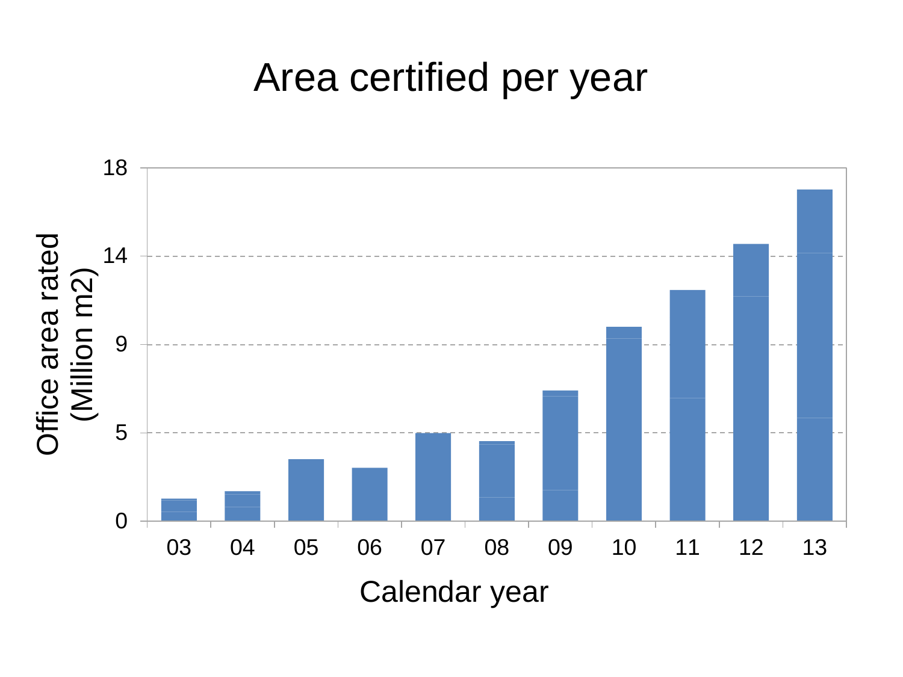# Area certified per year

Office area rated (Million m2)

18
14
9
5
0

03 04 05 06 07 08 09 10 11 12 13

Calendar year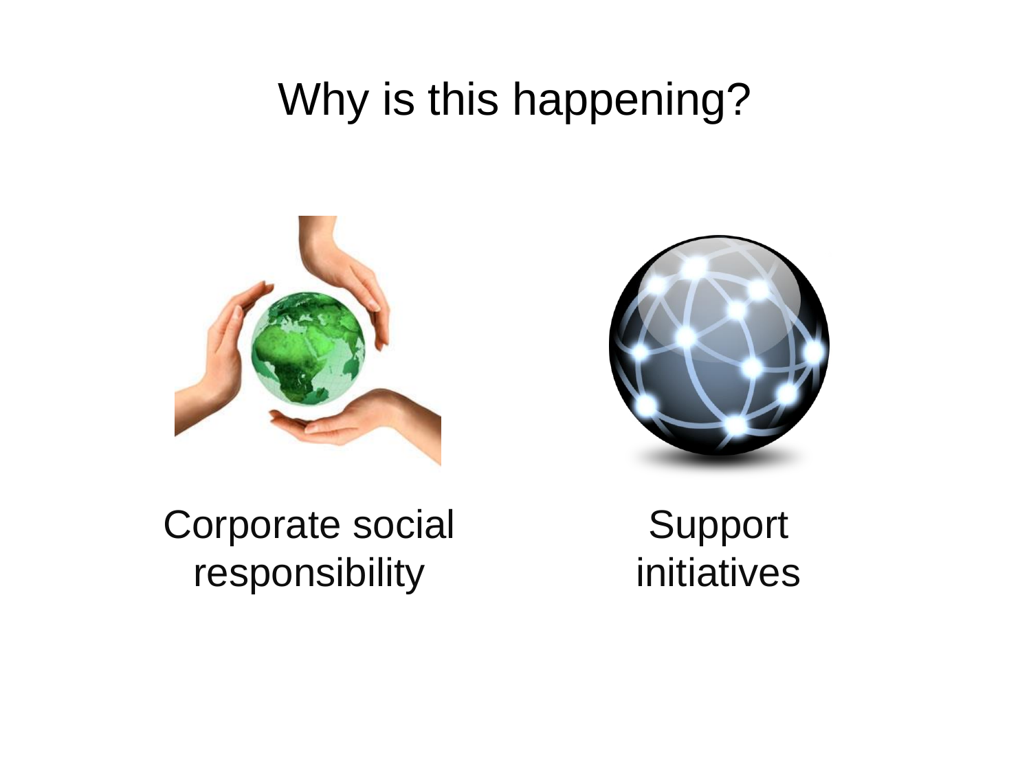# Why is this happening?

Corporate social responsibility

Support initiatives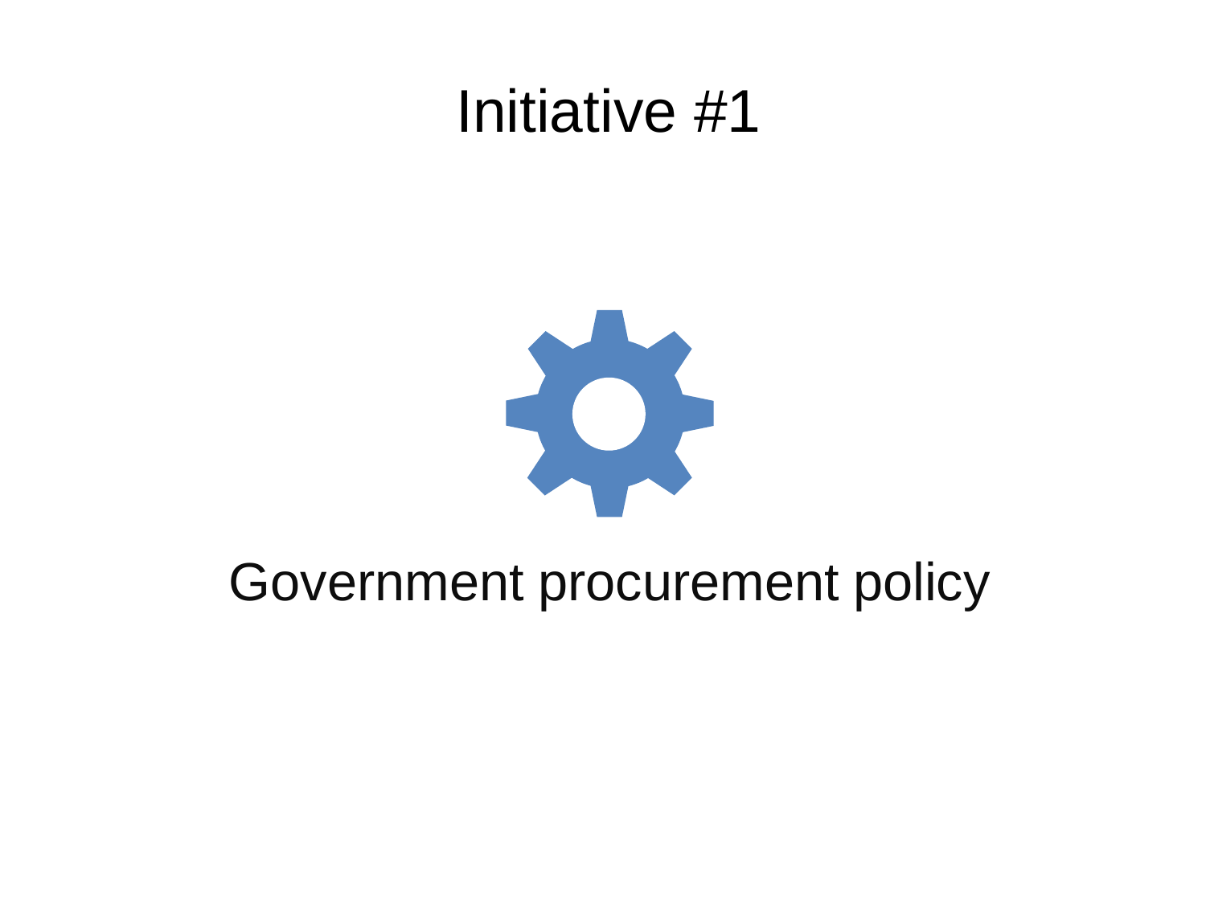# Initiative #1

Government procurement policy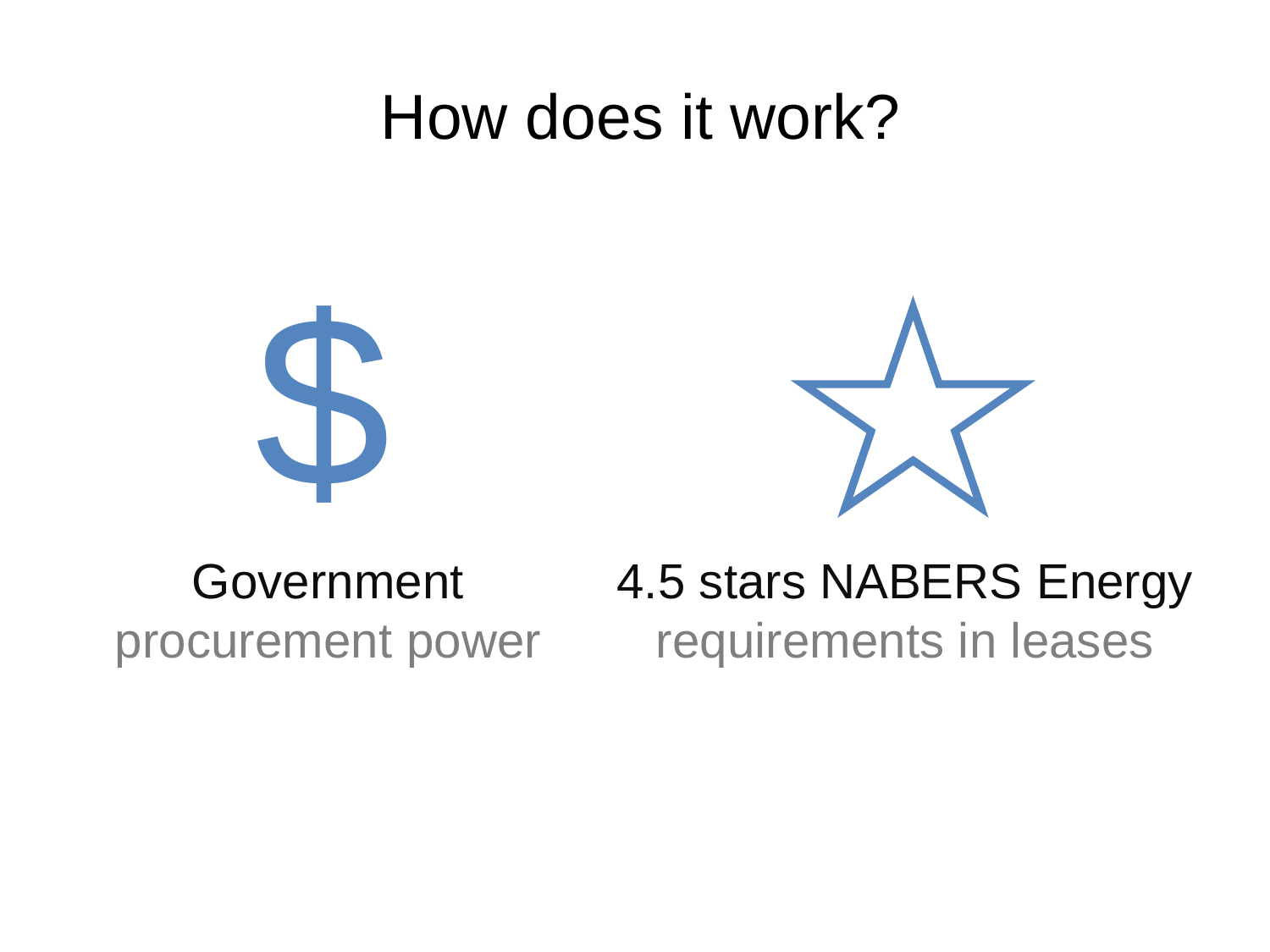# How does it work?

$

Government
procurement power

☆

4.5 stars NABERS Energy
requirements in leases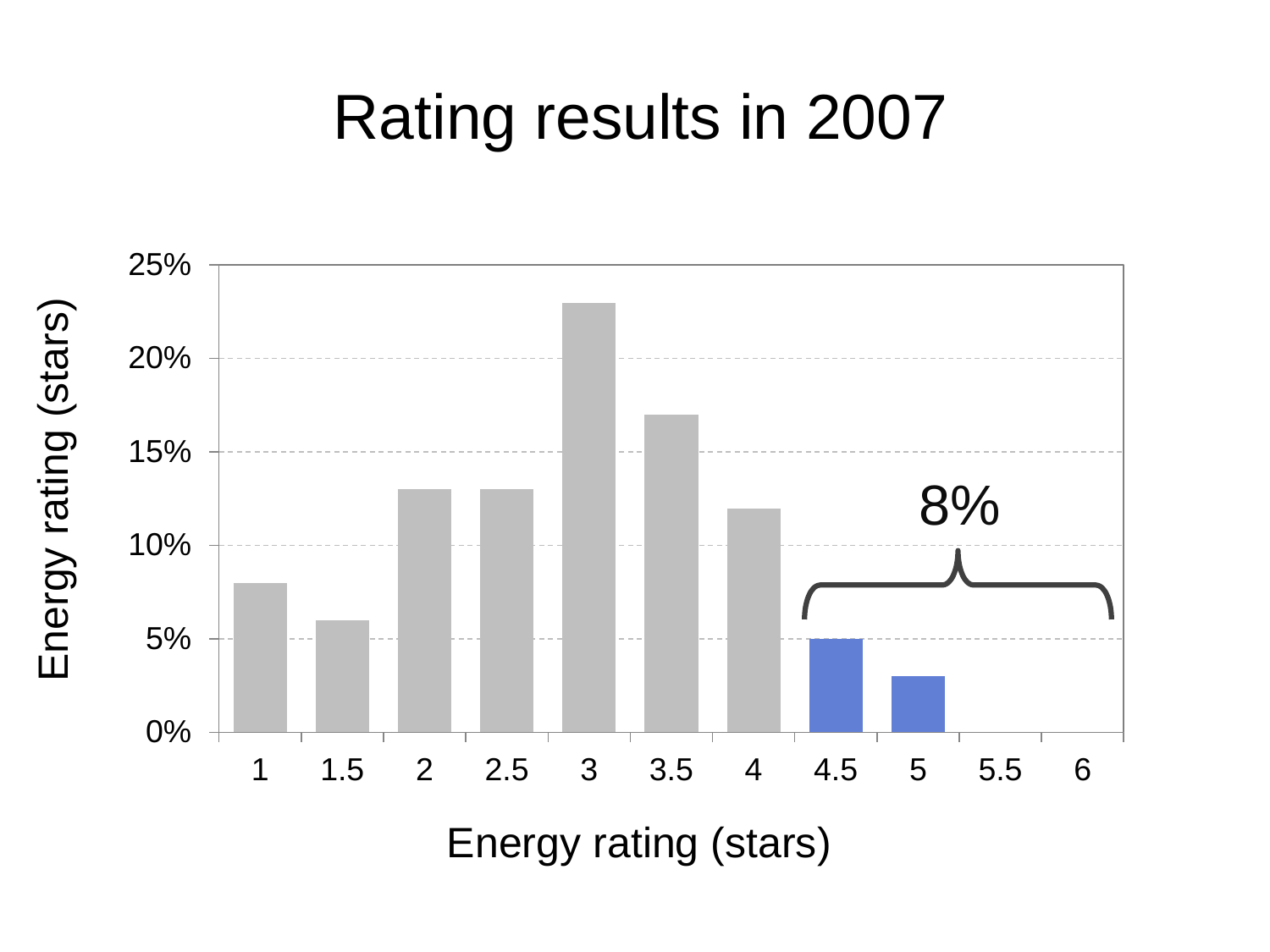# Rating results in 2007

| Energy rating (stars) | Percentage |
|---|---|
| 1 | 8% |
| 1.5 | 6% |
| 2 | 13% |
| 2.5 | 13% |
| 3 | 23% |
| 3.5 | 17% |
| 4 | 12% |
| 4.5 | 5% |
| 5 | 3% |
| 5.5 | |
| 6 | |

8% (4.5 and 5 stars combined)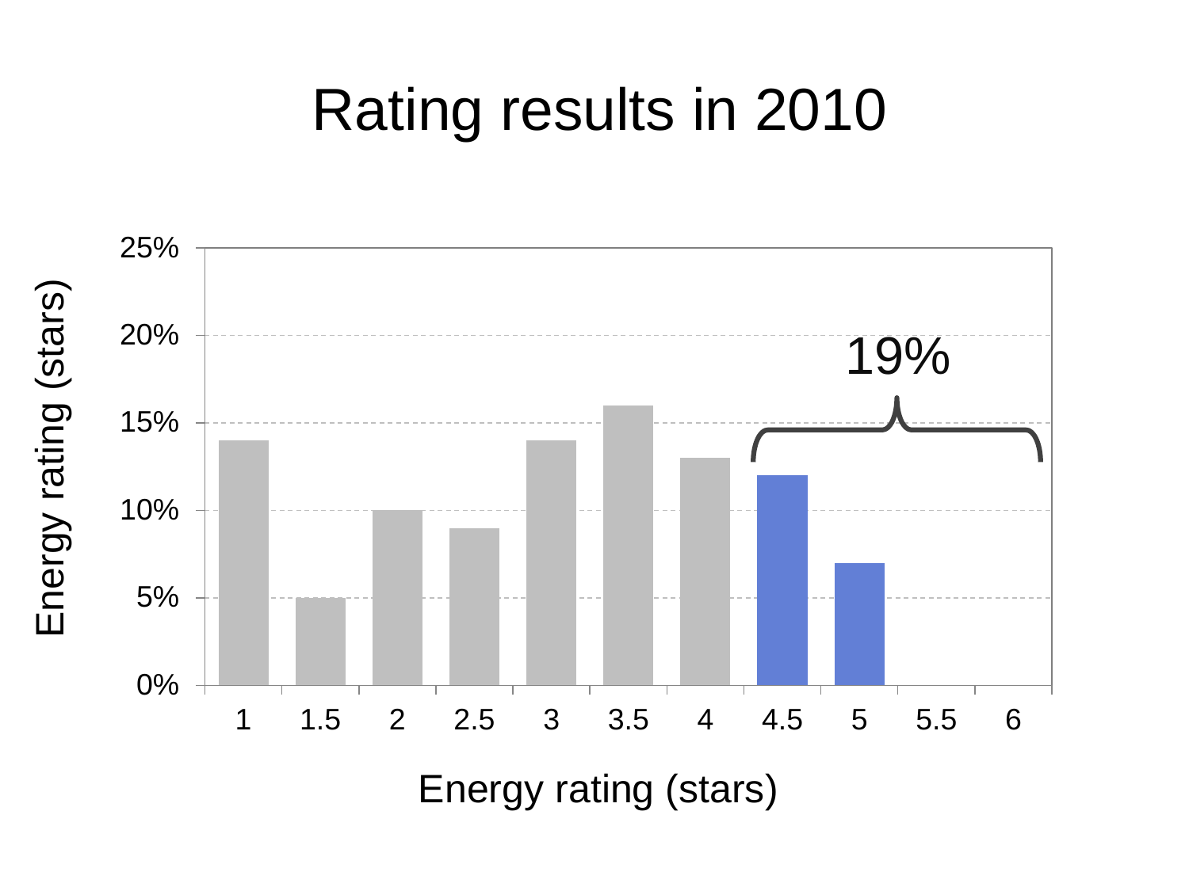# Rating results in 2010

| Energy rating (stars) | Percentage |
| --- | --- |
| 1 | 14% |
| 1.5 | 5% |
| 2 | 10% |
| 2.5 | 9% |
| 3 | 14% |
| 3.5 | 16% |
| 4 | 13% |
| 4.5 | 12% |
| 5 | 7% |
| 5.5 | |
| 6 | |

19% (4.5 to 6 stars)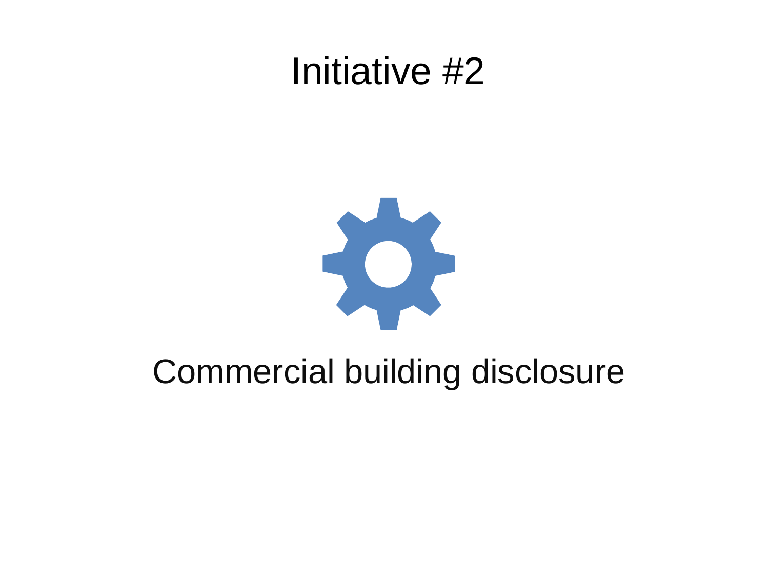# Initiative #2

Commercial building disclosure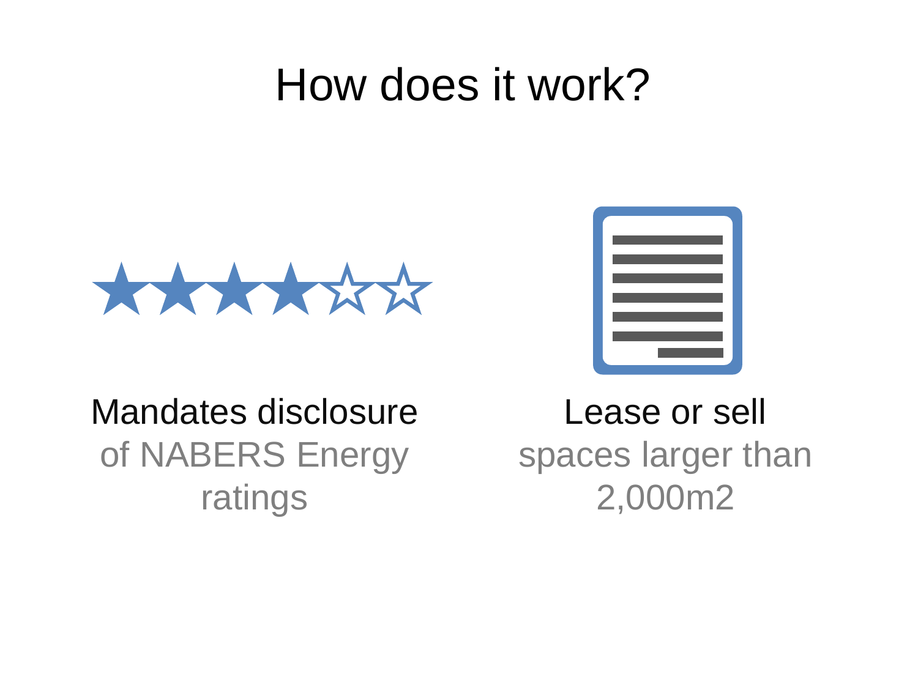# How does it work?

**Mandates disclosure** of NABERS Energy ratings

**Lease or sell** spaces larger than 2,000m2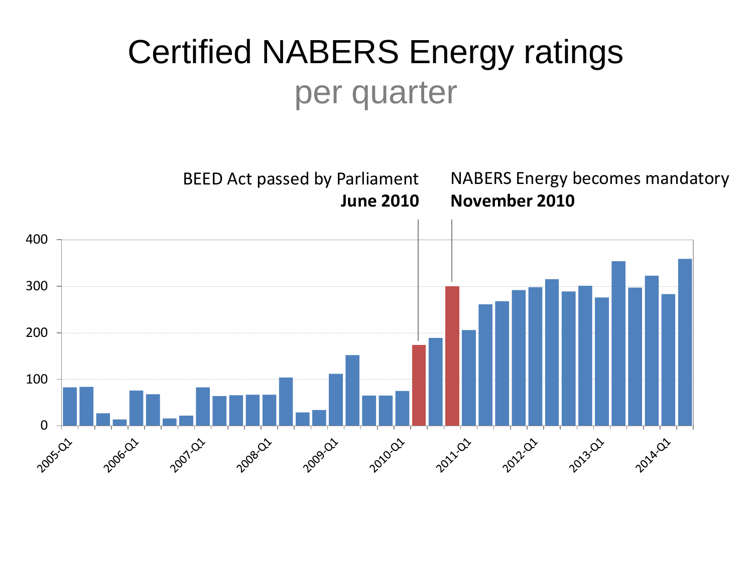# Certified NABERS Energy ratings

## per quarter

BEED Act passed by Parliament **June 2010**

NABERS Energy becomes mandatory **November 2010**

400

300

200

100

0

2005-Q1 2006-Q1 2007-Q1 2008-Q1 2009-Q1 2010-Q1 2011-Q1 2012-Q1 2013-Q1 2014-Q1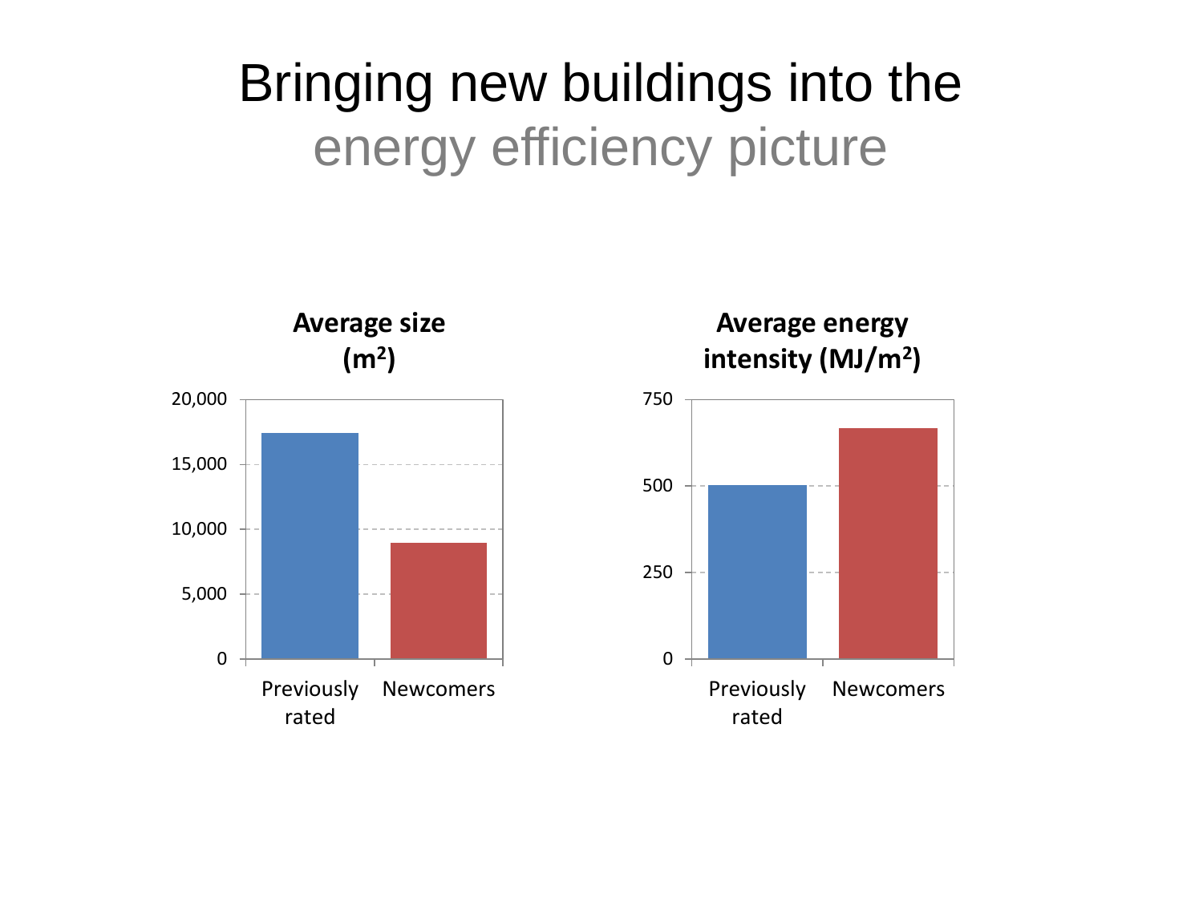# Bringing new buildings into the energy efficiency picture

**Average size ($m^2$)**

20,000
15,000
10,000
5,000
0

Previously rated | Newcomers

**Average energy intensity ($MJ/m^2$)**

750
500
250
0

Previously rated | Newcomers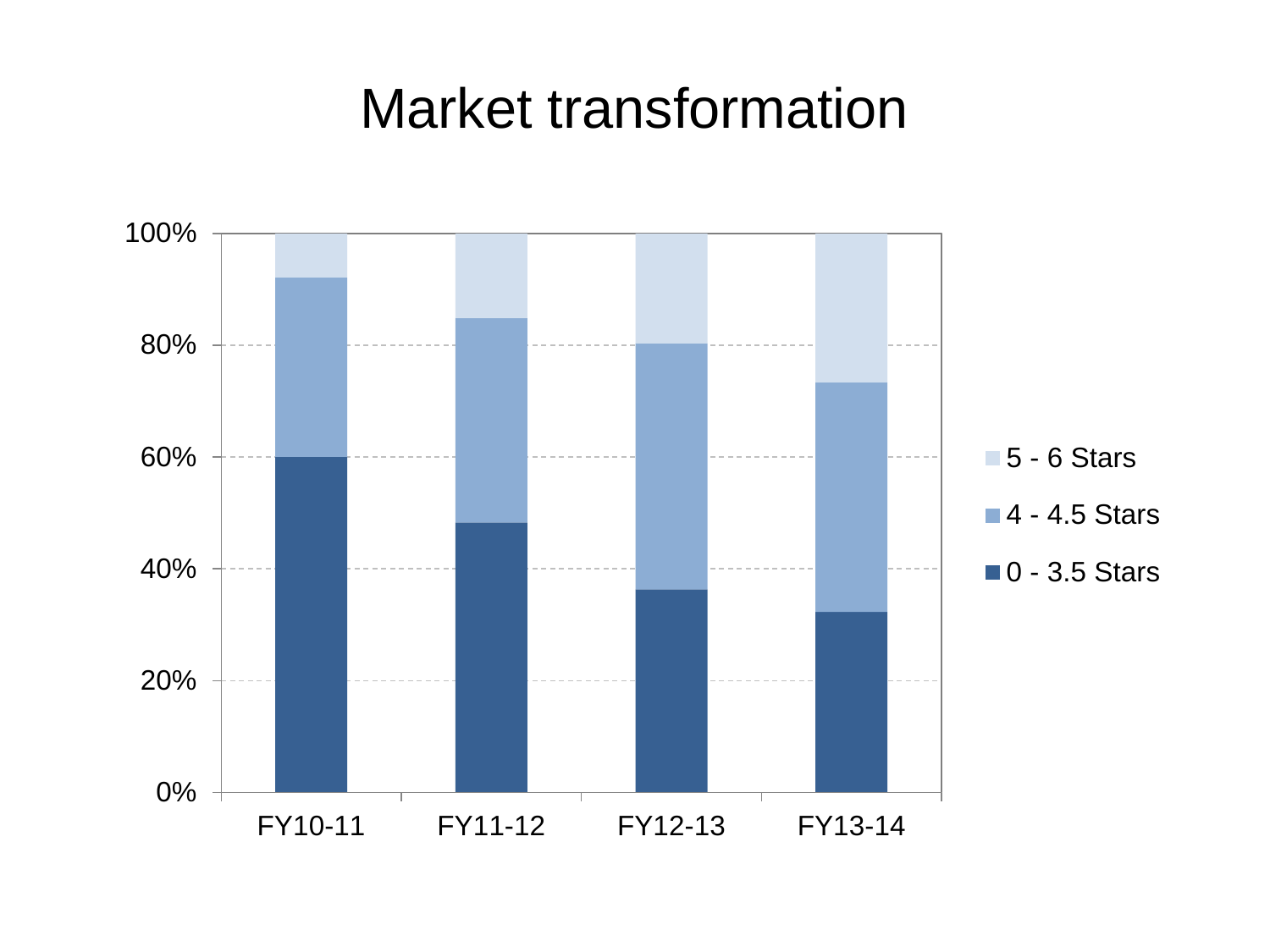# Market transformation

100%
80%
60%
40%
20%
0%

FY10-11 FY11-12 FY12-13 FY13-14

- 5 - 6 Stars
- 4 - 4.5 Stars
- 0 - 3.5 Stars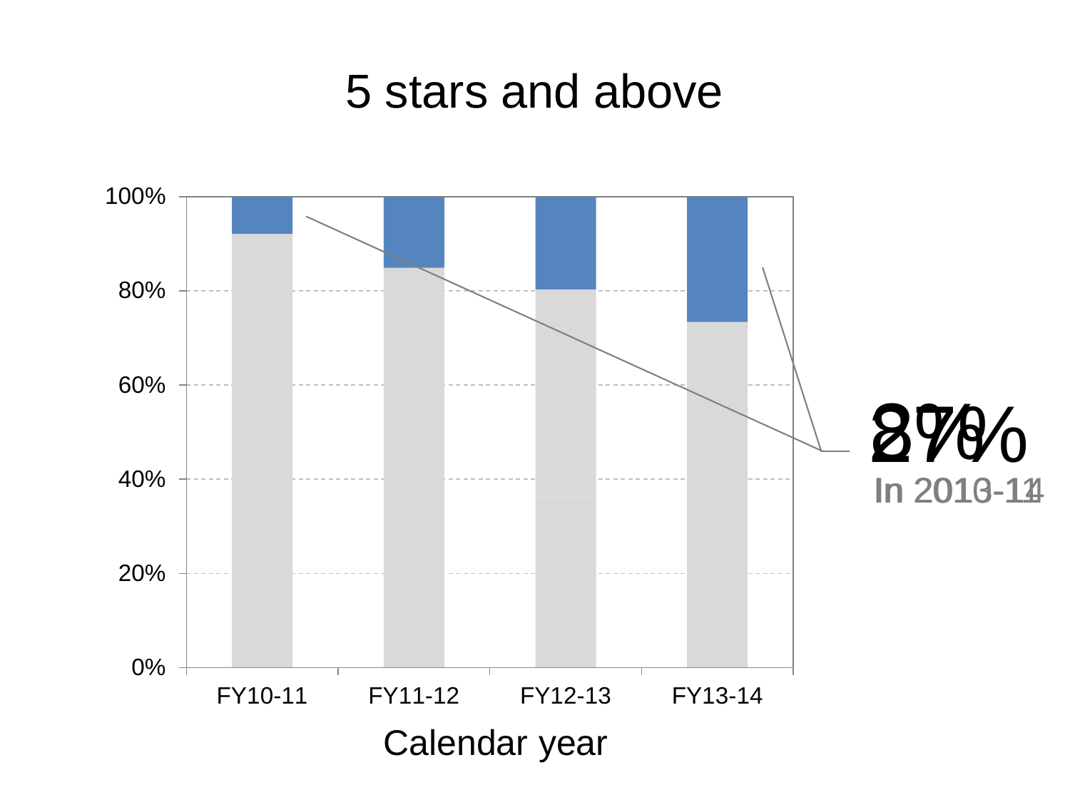# 5 stars and above

100%
80%
60%
40%
20%
0%

FY10-11 FY11-12 FY12-13 FY13-14

Calendar year

8% / 27%

In 2010-11 / In 2013-14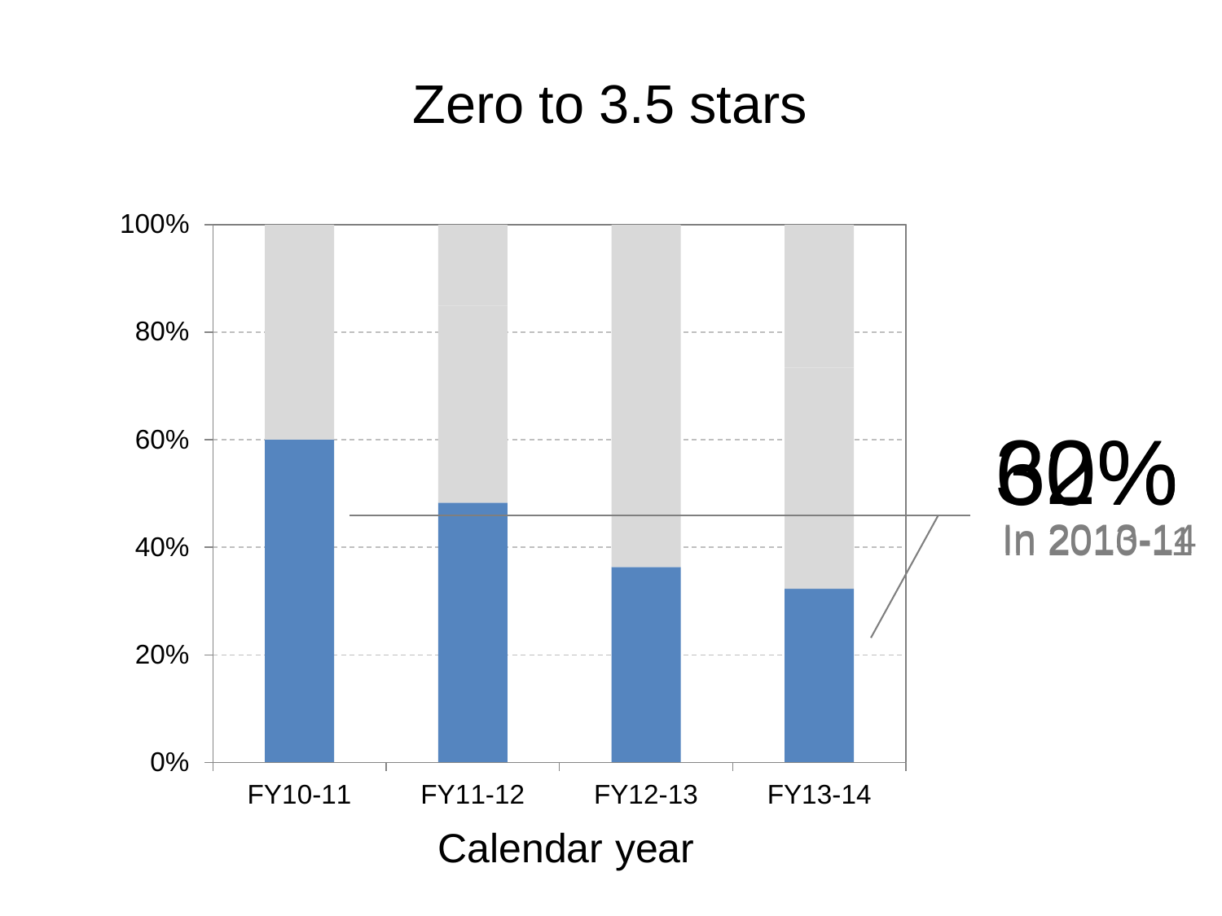# Zero to 3.5 stars

| | FY10-11 | FY11-12 | FY12-13 | FY13-14 |
|---|---|---|---|---|
| Zero to 3.5 stars | 60% | 48% | 36% | 32% |

Calendar year

60% / 32%

In 2010-11 / In 2013-14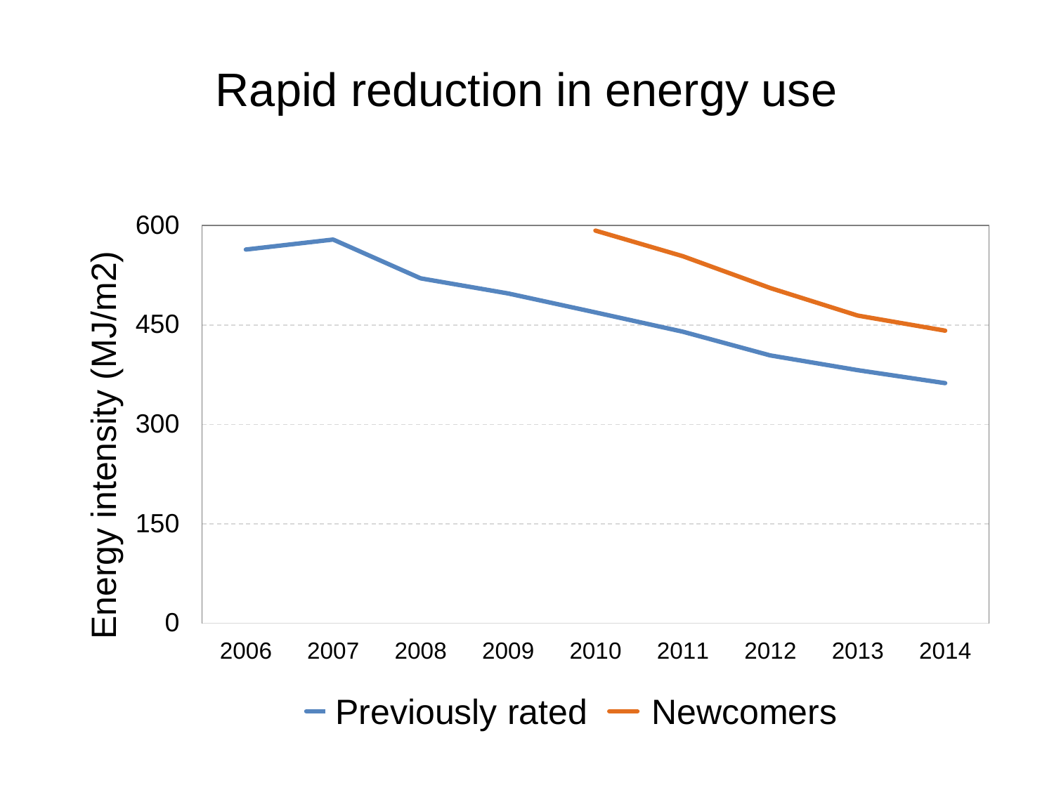# Rapid reduction in energy use

Energy intensity (MJ/m2)

600
450
300
150
0

2006 2007 2008 2009 2010 2011 2012 2013 2014

Previously rated — Newcomers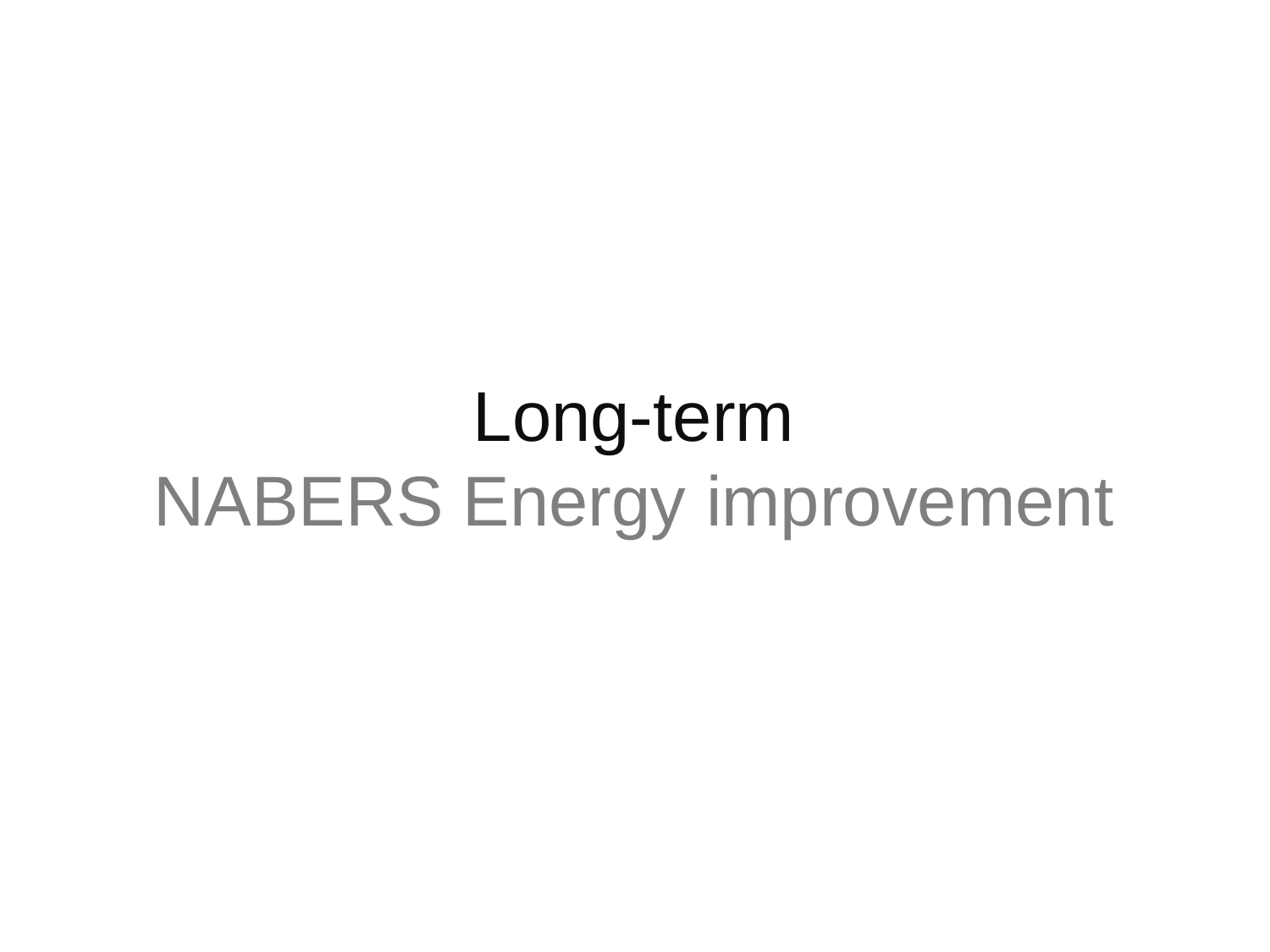# Long-term

## NABERS Energy improvement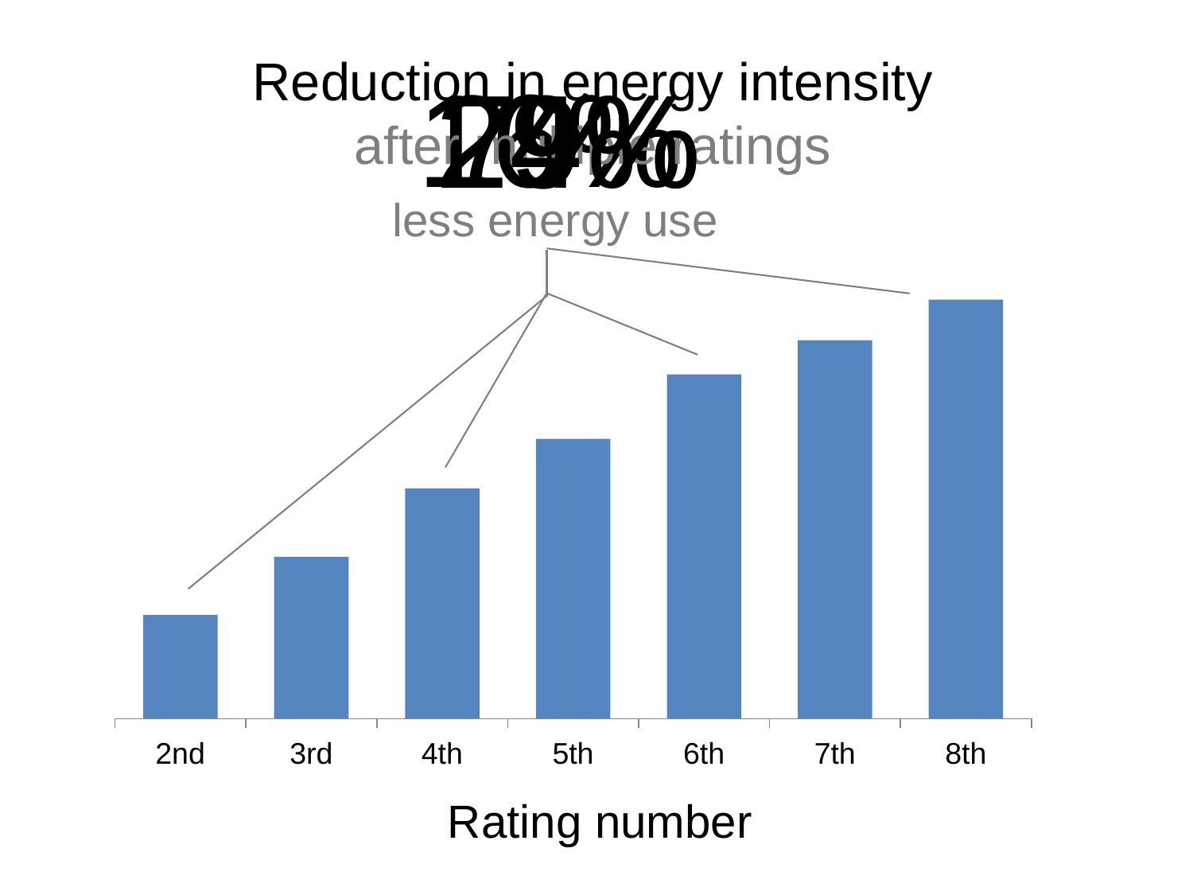# Reduction in energy intensity

after multiple ratings

**7% 19% 13% 29%**

less energy use

| 2nd | 3rd | 4th | 5th | 6th | 7th | 8th |
| --- | --- | --- | --- | --- | --- | --- |

Rating number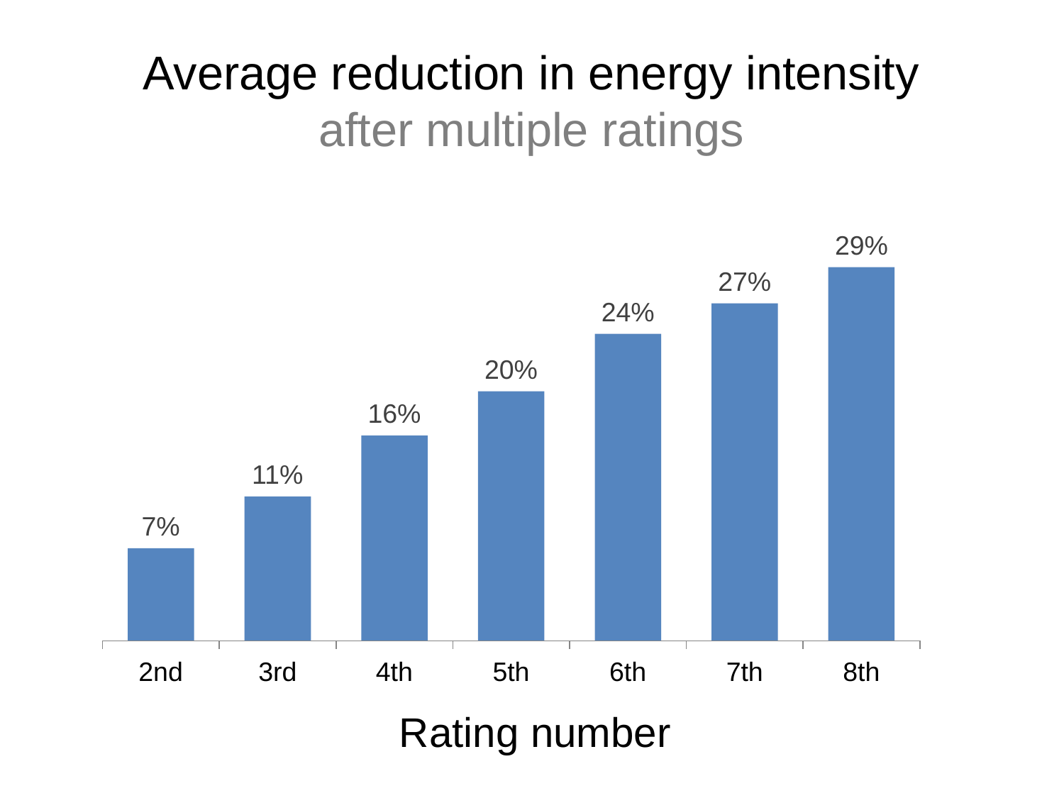# Average reduction in energy intensity

## after multiple ratings

| Rating number | 2nd | 3rd | 4th | 5th | 6th | 7th | 8th |
|---|---|---|---|---|---|---|---|
| Average reduction | 7% | 11% | 16% | 20% | 24% | 27% | 29% |

Rating number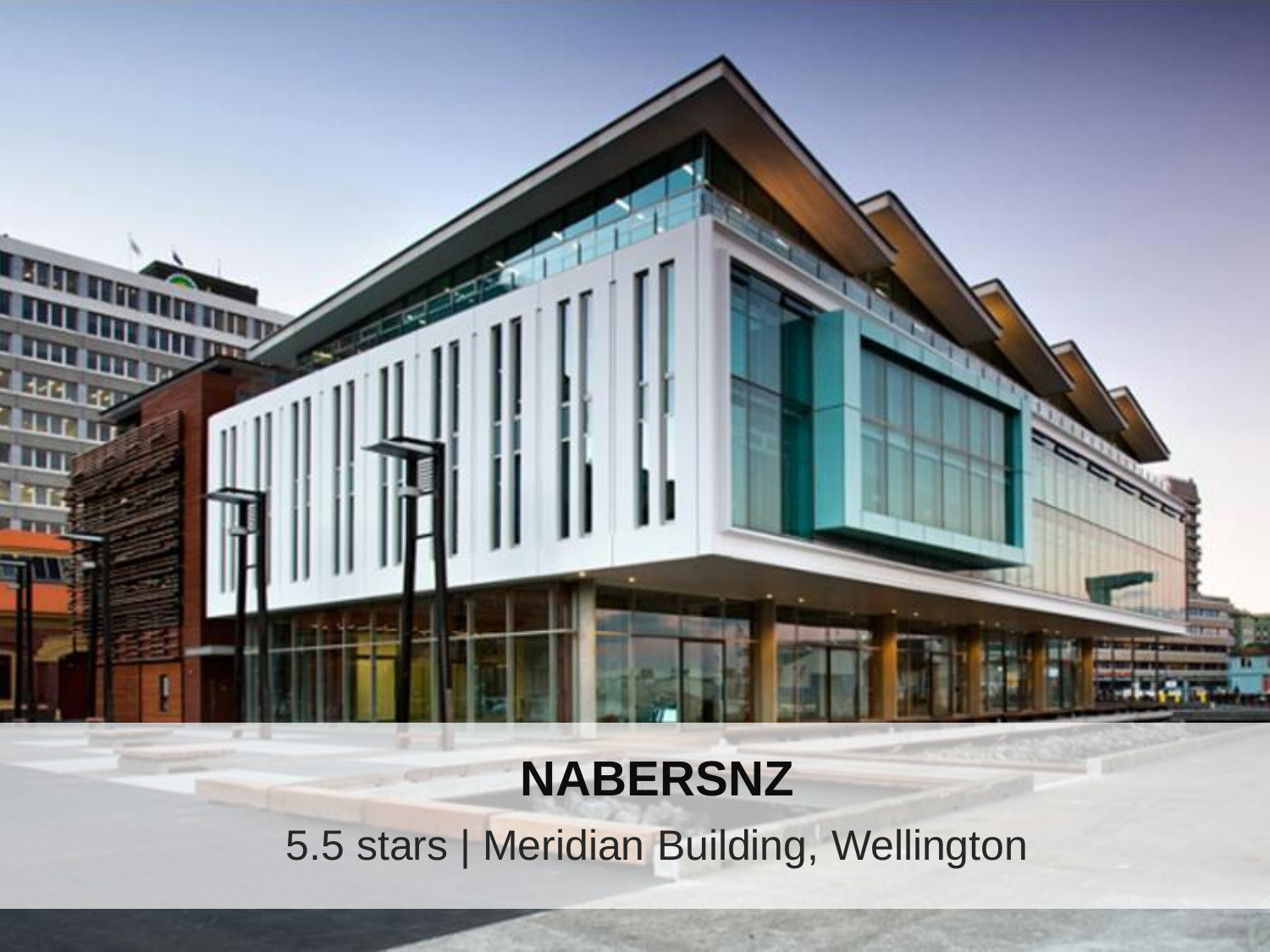**NABERSNZ**

5.5 stars | Meridian Building, Wellington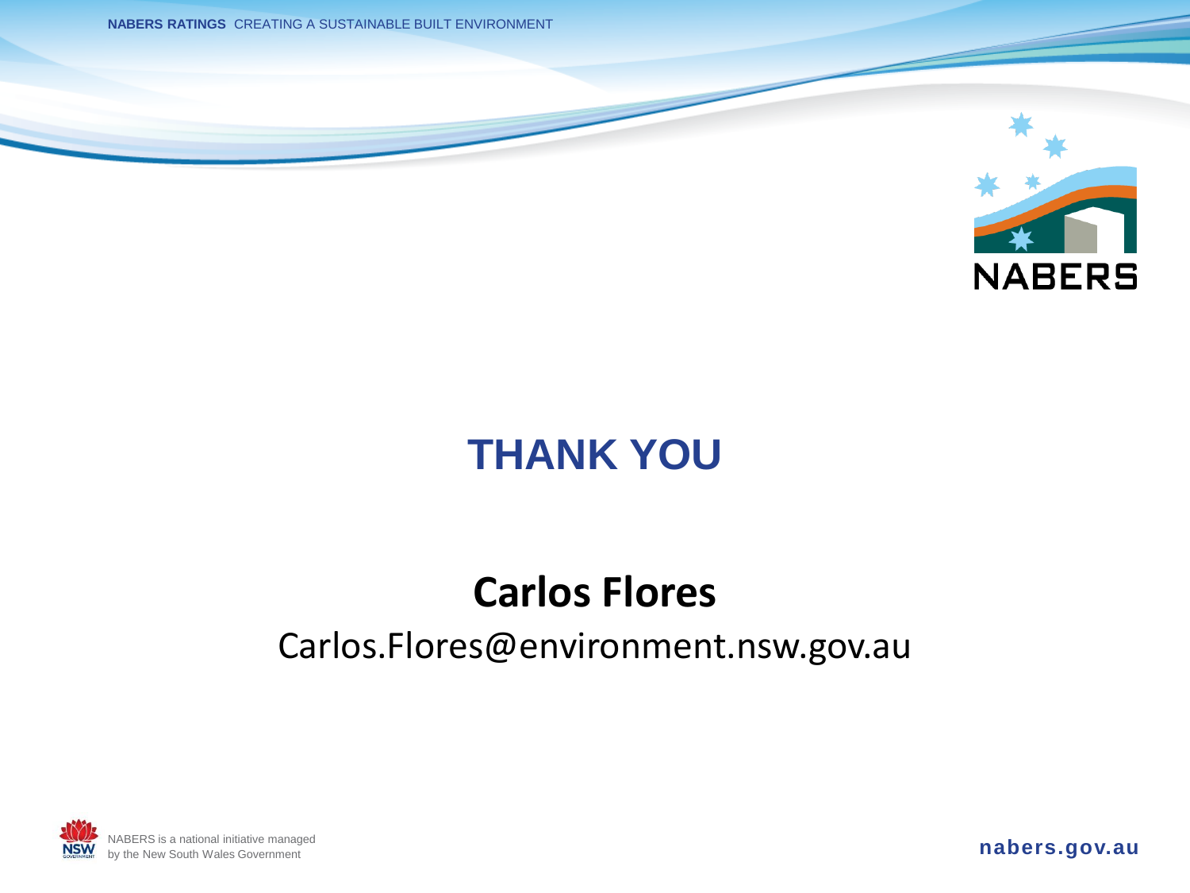# THANK YOU

## Carlos Flores

Carlos.Flores@environment.nsw.gov.au

NABERS is a national initiative managed by the New South Wales Government

nabers.gov.au